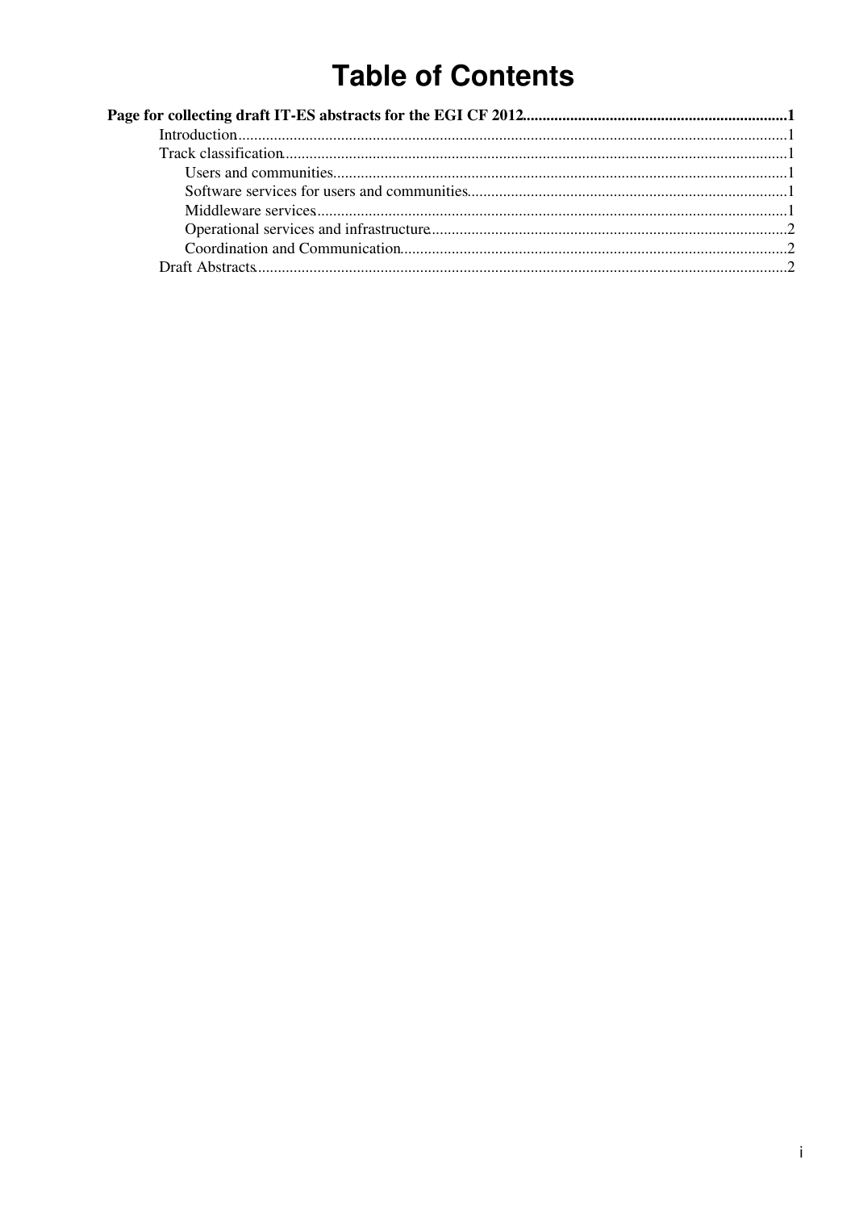# Table of Contents

**Page for collecting draft IT-ES abstracts for the EGI CF 2012** .......... 1

- Introduction .......... 1
- Track classification .......... 1
  - Users and communities .......... 1
  - Software services for users and communities .......... 1
  - Middleware services .......... 1
  - Operational services and infrastructure .......... 2
  - Coordination and Communication .......... 2
- Draft Abstracts .......... 2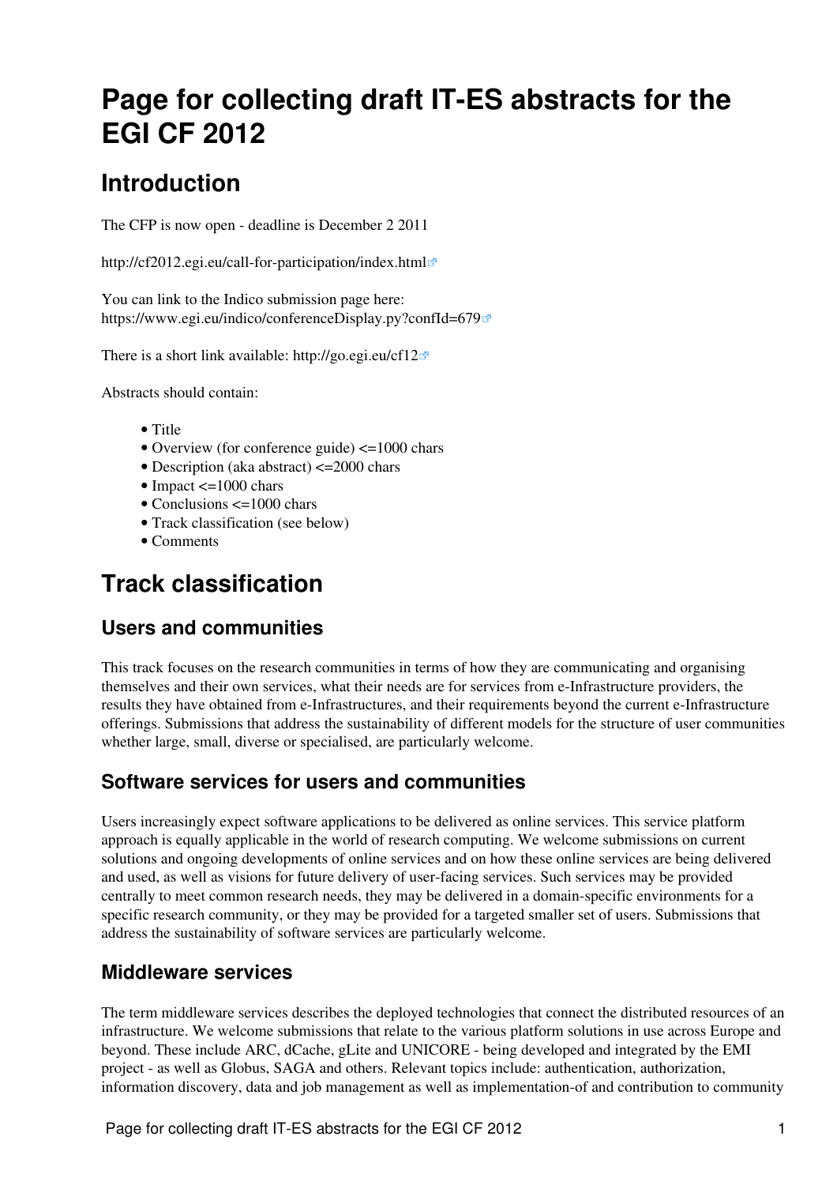# Page for collecting draft IT-ES abstracts for the EGI CF 2012

## Introduction

The CFP is now open - deadline is December 2 2011

http://cf2012.egi.eu/call-for-participation/index.html

You can link to the Indico submission page here:
https://www.egi.eu/indico/conferenceDisplay.py?confId=679

There is a short link available: http://go.egi.eu/cf12

Abstracts should contain:

- Title
- Overview (for conference guide) <=1000 chars
- Description (aka abstract) <=2000 chars
- Impact <=1000 chars
- Conclusions <=1000 chars
- Track classification (see below)
- Comments

## Track classification

### Users and communities

This track focuses on the research communities in terms of how they are communicating and organising themselves and their own services, what their needs are for services from e-Infrastructure providers, the results they have obtained from e-Infrastructures, and their requirements beyond the current e-Infrastructure offerings. Submissions that address the sustainability of different models for the structure of user communities whether large, small, diverse or specialised, are particularly welcome.

### Software services for users and communities

Users increasingly expect software applications to be delivered as online services. This service platform approach is equally applicable in the world of research computing. We welcome submissions on current solutions and ongoing developments of online services and on how these online services are being delivered and used, as well as visions for future delivery of user-facing services. Such services may be provided centrally to meet common research needs, they may be delivered in a domain-specific environments for a specific research community, or they may be provided for a targeted smaller set of users. Submissions that address the sustainability of software services are particularly welcome.

### Middleware services

The term middleware services describes the deployed technologies that connect the distributed resources of an infrastructure. We welcome submissions that relate to the various platform solutions in use across Europe and beyond. These include ARC, dCache, gLite and UNICORE - being developed and integrated by the EMI project - as well as Globus, SAGA and others. Relevant topics include: authentication, authorization, information discovery, data and job management as well as implementation-of and contribution to community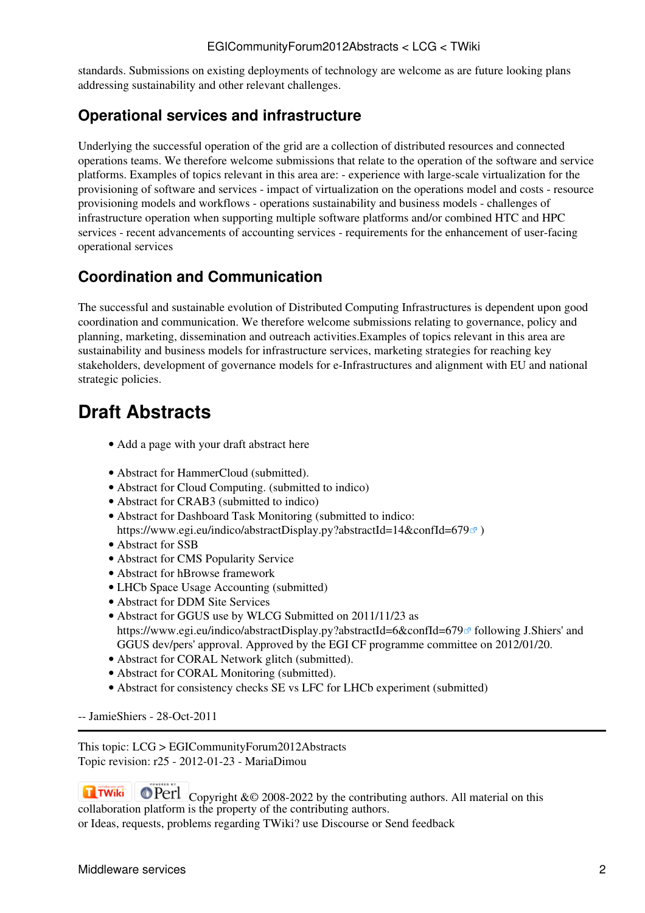standards. Submissions on existing deployments of technology are welcome as are future looking plans addressing sustainability and other relevant challenges.

## Operational services and infrastructure

Underlying the successful operation of the grid are a collection of distributed resources and connected operations teams. We therefore welcome submissions that relate to the operation of the software and service platforms. Examples of topics relevant in this area are: - experience with large-scale virtualization for the provisioning of software and services - impact of virtualization on the operations model and costs - resource provisioning models and workflows - operations sustainability and business models - challenges of infrastructure operation when supporting multiple software platforms and/or combined HTC and HPC services - recent advancements of accounting services - requirements for the enhancement of user-facing operational services

## Coordination and Communication

The successful and sustainable evolution of Distributed Computing Infrastructures is dependent upon good coordination and communication. We therefore welcome submissions relating to governance, policy and planning, marketing, dissemination and outreach activities.Examples of topics relevant in this area are sustainability and business models for infrastructure services, marketing strategies for reaching key stakeholders, development of governance models for e-Infrastructures and alignment with EU and national strategic policies.

# Draft Abstracts

- Add a page with your draft abstract here

- Abstract for HammerCloud (submitted).
- Abstract for Cloud Computing. (submitted to indico)
- Abstract for CRAB3 (submitted to indico)
- Abstract for Dashboard Task Monitoring (submitted to indico: https://www.egi.eu/indico/abstractDisplay.py?abstractId=14&confId=679 )
- Abstract for SSB
- Abstract for CMS Popularity Service
- Abstract for hBrowse framework
- LHCb Space Usage Accounting (submitted)
- Abstract for DDM Site Services
- Abstract for GGUS use by WLCG Submitted on 2011/11/23 as https://www.egi.eu/indico/abstractDisplay.py?abstractId=6&confId=679 following J.Shiers' and GGUS dev/pers' approval. Approved by the EGI CF programme committee on 2012/01/20.
- Abstract for CORAL Network glitch (submitted).
- Abstract for CORAL Monitoring (submitted).
- Abstract for consistency checks SE vs LFC for LHCb experiment (submitted)

-- JamieShiers - 28-Oct-2011

---

This topic: LCG > EGICommunityForum2012Abstracts
Topic revision: r25 - 2012-01-23 - MariaDimou

Copyright &© 2008-2022 by the contributing authors. All material on this collaboration platform is the property of the contributing authors.
or Ideas, requests, problems regarding TWiki? use Discourse or Send feedback